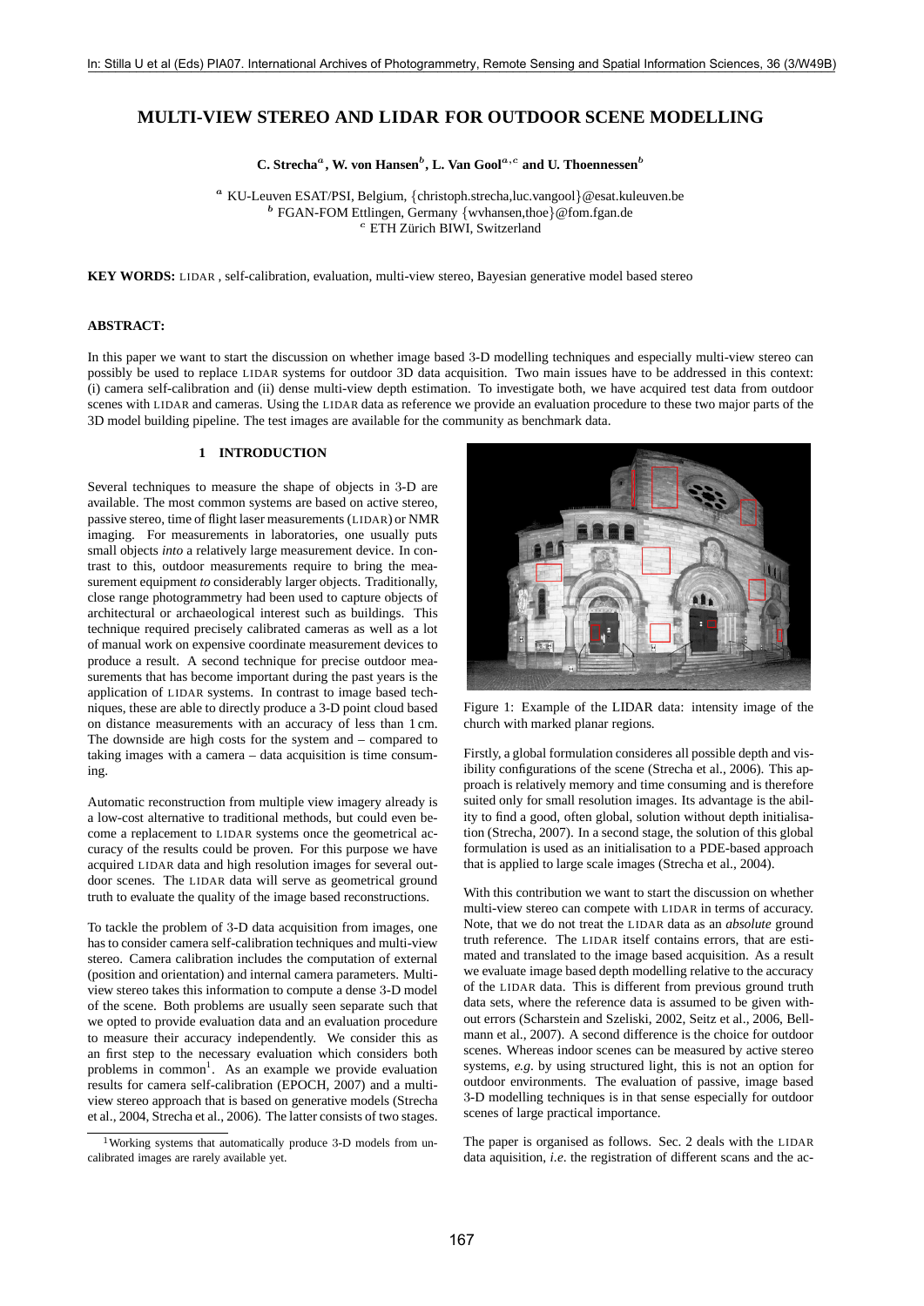# MULTI-VIEW STEREO AND LIDAR FOR OUTDOOR SCENE MODELLING

**C. Strecha[a], W. von Hansen[b], L. Van Gool[a,c] and U. Thoennessen[b]**

[a] KU-Leuven ESAT/PSI, Belgium, {christoph.strecha,luc.vangool}@esat.kuleuven.be
[b] FGAN-FOM Ettlingen, Germany {wvhansen,thoe}@fom.fgan.de
[c] ETH Zürich BIWI, Switzerland

**KEY WORDS:** LIDAR , self-calibration, evaluation, multi-view stereo, Bayesian generative model based stereo

**ABSTRACT:**

In this paper we want to start the discussion on whether image based 3-D modelling techniques and especially multi-view stereo can possibly be used to replace LIDAR systems for outdoor 3D data acquisition. Two main issues have to be addressed in this context: (i) camera self-calibration and (ii) dense multi-view depth estimation. To investigate both, we have acquired test data from outdoor scenes with LIDAR and cameras. Using the LIDAR data as reference we provide an evaluation procedure to these two major parts of the 3D model building pipeline. The test images are available for the community as benchmark data.

## 1 INTRODUCTION

Several techniques to measure the shape of objects in 3-D are available. The most common systems are based on active stereo, passive stereo, time of flight laser measurements (LIDAR) or NMR imaging. For measurements in laboratories, one usually puts small objects *into* a relatively large measurement device. In contrast to this, outdoor measurements require to bring the measurement equipment *to* considerably larger objects. Traditionally, close range photogrammetry had been used to capture objects of architectural or archaeological interest such as buildings. This technique required precisely calibrated cameras as well as a lot of manual work on expensive coordinate measurement devices to produce a result. A second technique for precise outdoor measurements that has become important during the past years is the application of LIDAR systems. In contrast to image based techniques, these are able to directly produce a 3-D point cloud based on distance measurements with an accuracy of less than 1 cm. The downside are high costs for the system and – compared to taking images with a camera – data acquisition is time consuming.

Automatic reconstruction from multiple view imagery already is a low-cost alternative to traditional methods, but could even become a replacement to LIDAR systems once the geometrical accuracy of the results could be proven. For this purpose we have acquired LIDAR data and high resolution images for several outdoor scenes. The LIDAR data will serve as geometrical ground truth to evaluate the quality of the image based reconstructions.

To tackle the problem of 3-D data acquisition from images, one has to consider camera self-calibration techniques and multi-view stereo. Camera calibration includes the computation of external (position and orientation) and internal camera parameters. Multi-view stereo takes this information to compute a dense 3-D model of the scene. Both problems are usually seen separate such that we opted to provide evaluation data and an evaluation procedure to measure their accuracy independently. We consider this as an first step to the necessary evaluation which considers both problems in common[1]. As an example we provide evaluation results for camera self-calibration (EPOCH, 2007) and a multi-view stereo approach that is based on generative models (Strecha et al., 2004, Strecha et al., 2006). The latter consists of two stages.

[1] Working systems that automatically produce 3-D models from uncalibrated images are rarely available yet.

Figure 1: Example of the LIDAR data: intensity image of the church with marked planar regions.

Firstly, a global formulation consideres all possible depth and visibility configurations of the scene (Strecha et al., 2006). This approach is relatively memory and time consuming and is therefore suited only for small resolution images. Its advantage is the ability to find a good, often global, solution without depth initialisation (Strecha, 2007). In a second stage, the solution of this global formulation is used as an initialisation to a PDE-based approach that is applied to large scale images (Strecha et al., 2004).

With this contribution we want to start the discussion on whether multi-view stereo can compete with LIDAR in terms of accuracy. Note, that we do not treat the LIDAR data as an *absolute* ground truth reference. The LIDAR itself contains errors, that are estimated and translated to the image based acquisition. As a result we evaluate image based depth modelling relative to the accuracy of the LIDAR data. This is different from previous ground truth data sets, where the reference data is assumed to be given without errors (Scharstein and Szeliski, 2002, Seitz et al., 2006, Bellmann et al., 2007). A second difference is the choice for outdoor scenes. Whereas indoor scenes can be measured by active stereo systems, *e.g.* by using structured light, this is not an option for outdoor environments. The evaluation of passive, image based 3-D modelling techniques is in that sense especially for outdoor scenes of large practical importance.

The paper is organised as follows. Sec. 2 deals with the LIDAR data aquisition, *i.e.* the registration of different scans and the ac-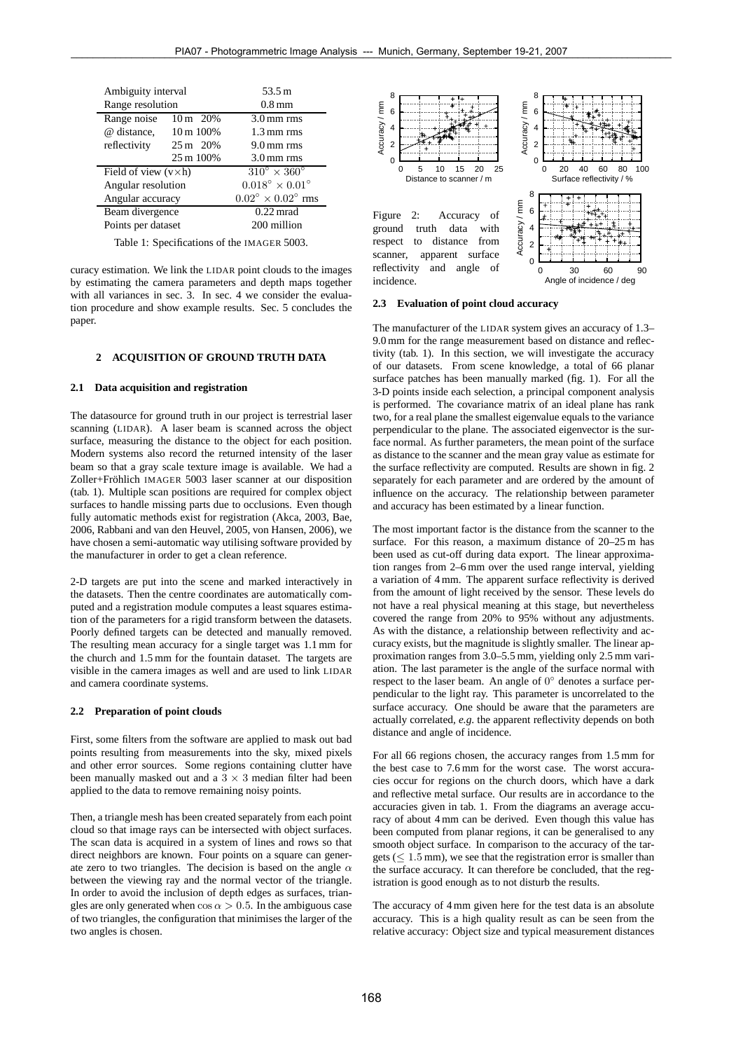| Ambiguity interval | | 53.5 m |
| --- | --- | --- |
| Range resolution | | 0.8 mm |
| Range noise | 10 m 20% | 3.0 mm rms |
| @ distance, | 10 m 100% | 1.3 mm rms |
| reflectivity | 25 m 20% | 9.0 mm rms |
| | 25 m 100% | 3.0 mm rms |
| Field of view (v×h) | | $310^\circ \times 360^\circ$ |
| Angular resolution | | $0.018^\circ \times 0.01^\circ$ |
| Angular accuracy | | $0.02^\circ \times 0.02^\circ$ rms |
| Beam divergence | | 0.22 mrad |
| Points per dataset | | 200 million |

Table 1: Specifications of the IMAGER 5003.

curacy estimation. We link the LIDAR point clouds to the images by estimating the camera parameters and depth maps together with all variances in sec. 3. In sec. 4 we consider the evaluation procedure and show example results. Sec. 5 concludes the paper.

## 2 ACQUISITION OF GROUND TRUTH DATA

### 2.1 Data acquisition and registration

The datasource for ground truth in our project is terrestrial laser scanning (LIDAR). A laser beam is scanned across the object surface, measuring the distance to the object for each position. Modern systems also record the returned intensity of the laser beam so that a gray scale texture image is available. We had a Zoller+Fröhlich IMAGER 5003 laser scanner at our disposition (tab. 1). Multiple scan positions are required for complex object surfaces to handle missing parts due to occlusions. Even though fully automatic methods exist for registration (Akca, 2003, Bae, 2006, Rabbani and van den Heuvel, 2005, von Hansen, 2006), we have chosen a semi-automatic way utilising software provided by the manufacturer in order to get a clean reference.

2-D targets are put into the scene and marked interactively in the datasets. Then the centre coordinates are automatically computed and a registration module computes a least squares estimation of the parameters for a rigid transform between the datasets. Poorly defined targets can be detected and manually removed. The resulting mean accuracy for a single target was 1.1 mm for the church and 1.5 mm for the fountain dataset. The targets are visible in the camera images as well and are used to link LIDAR and camera coordinate systems.

### 2.2 Preparation of point clouds

First, some filters from the software are applied to mask out bad points resulting from measurements into the sky, mixed pixels and other error sources. Some regions containing clutter have been manually masked out and a $3 \times 3$ median filter had been applied to the data to remove remaining noisy points.

Then, a triangle mesh has been created separately from each point cloud so that image rays can be intersected with object surfaces. The scan data is acquired in a system of lines and rows so that direct neighbors are known. Four points on a square can generate zero to two triangles. The decision is based on the angle $\alpha$ between the viewing ray and the normal vector of the triangle. In order to avoid the inclusion of depth edges as surfaces, triangles are only generated when $\cos\alpha > 0.5$. In the ambiguous case of two triangles, the configuration that minimises the larger of the two angles is chosen.

Figure 2: Accuracy of ground truth data with respect to distance from scanner, apparent surface reflectivity and angle of incidence.

### 2.3 Evaluation of point cloud accuracy

The manufacturer of the LIDAR system gives an accuracy of 1.3–9.0 mm for the range measurement based on distance and reflectivity (tab. 1). In this section, we will investigate the accuracy of our datasets. From scene knowledge, a total of 66 planar surface patches has been manually marked (fig. 1). For all the 3-D points inside each selection, a principal component analysis is performed. The covariance matrix of an ideal plane has rank two, for a real plane the smallest eigenvalue equals to the variance perpendicular to the plane. The associated eigenvector is the surface normal. As further parameters, the mean point of the surface as distance to the scanner and the mean gray value as estimate for the surface reflectivity are computed. Results are shown in fig. 2 separately for each parameter and are ordered by the amount of influence on the accuracy. The relationship between parameter and accuracy has been estimated by a linear function.

The most important factor is the distance from the scanner to the surface. For this reason, a maximum distance of 20–25 m has been used as cut-off during data export. The linear approximation ranges from 2–6 mm over the used range interval, yielding a variation of 4 mm. The apparent surface reflectivity is derived from the amount of light received by the sensor. These levels do not have a real physical meaning at this stage, but nevertheless covered the range from 20% to 95% without any adjustments. As with the distance, a relationship between reflectivity and accuracy exists, but the magnitude is slightly smaller. The linear approximation ranges from 3.0–5.5 mm, yielding only 2.5 mm variation. The last parameter is the angle of the surface normal with respect to the laser beam. An angle of $0^\circ$ denotes a surface perpendicular to the light ray. This parameter is uncorrelated to the surface accuracy. One should be aware that the parameters are actually correlated, *e.g.* the apparent reflectivity depends on both distance and angle of incidence.

For all 66 regions chosen, the accuracy ranges from 1.5 mm for the best case to 7.6 mm for the worst case. The worst accuracies occur for regions on the church doors, which have a dark and reflective metal surface. Our results are in accordance to the accuracies given in tab. 1. From the diagrams an average accuracy of about 4 mm can be derived. Even though this value has been computed from planar regions, it can be generalised to any smooth object surface. In comparison to the accuracy of the targets ($\leq 1.5$ mm), we see that the registration error is smaller than the surface accuracy. It can therefore be concluded, that the registration is good enough as to not disturb the results.

The accuracy of 4 mm given here for the test data is an absolute accuracy. This is a high quality result as can be seen from the relative accuracy: Object size and typical measurement distances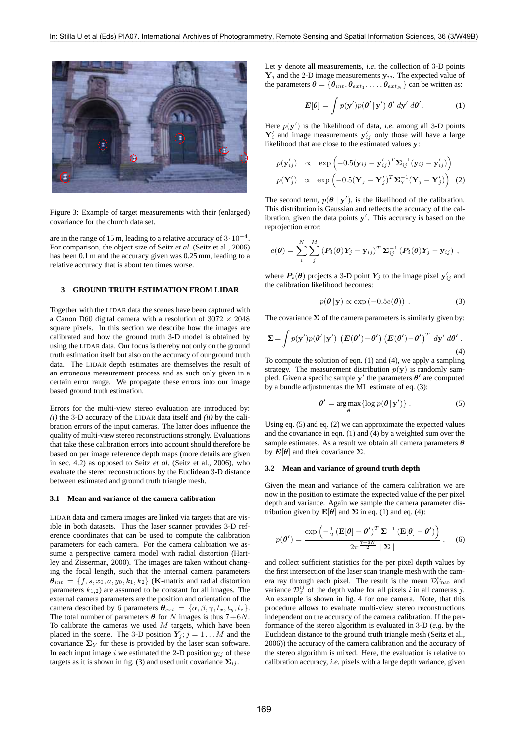Figure 3: Example of target measurements with their (enlarged) covariance for the church data set.

are in the range of 15 m, leading to a relative accuracy of $3 \cdot 10^{-4}$. For comparison, the object size of Seitz *et al.* (Seitz et al., 2006) has been 0.1 m and the accuracy given was 0.25 mm, leading to a relative accuracy that is about ten times worse.

## 3 GROUND TRUTH ESTIMATION FROM LIDAR

Together with the LIDAR data the scenes have been captured with a Canon D60 digital camera with a resolution of $3072 \times 2048$ square pixels. In this section we describe how the images are calibrated and how the ground truth 3-D model is obtained by using the LIDAR data. Our focus is thereby not only on the ground truth estimation itself but also on the accuracy of our ground truth data. The LIDAR depth estimates are themselves the result of an erroneous measurement process and as such only given in a certain error range. We propagate these errors into our image based ground truth estimation.

Errors for the multi-view stereo evaluation are introduced by: *(i)* the 3-D accuracy of the LIDAR data itself and *(ii)* by the calibration errors of the input cameras. The latter does influence the quality of multi-view stereo reconstructions strongly. Evaluations that take these calibration errors into account should therefore be based on per image reference depth maps (more details are given in sec. 4.2) as opposed to Seitz *et al.* (Seitz et al., 2006), who evaluate the stereo reconstructions by the Euclidean 3-D distance between estimated and ground truth triangle mesh.

### 3.1 Mean and variance of the camera calibration

LIDAR data and camera images are linked via targets that are visible in both datasets. Thus the laser scanner provides 3-D reference coordinates that can be used to compute the calibration parameters for each camera. For the camera calibration we assume a perspective camera model with radial distortion (Hartley and Zisserman, 2000). The images are taken without changing the focal length, such that the internal camera parameters $\boldsymbol{\theta}_{int} = \{f, s, x_0, a, y_0, k_1, k_2\}$ (**K**-matrix and radial distortion parameters $k_{1,2}$) are assumed to be constant for all images. The external camera parameters are the position and orientation of the camera described by 6 parameters $\boldsymbol{\theta}_{ext} = \{\alpha, \beta, \gamma, t_x, t_y, t_z\}$. The total number of parameters $\boldsymbol{\theta}$ for $N$ images is thus $7+6N$. To calibrate the cameras we used $M$ targets, which have been placed in the scene. The 3-D position $\boldsymbol{Y}_j; j = 1 \ldots M$ and the covariance $\boldsymbol{\Sigma}_Y$ for these is provided by the laser scan software. In each input image $i$ we estimated the 2-D position $\boldsymbol{y}_{ij}$ of these targets as it is shown in fig. (3) and used unit covariance $\boldsymbol{\Sigma}_{ij}$.

Let $\mathbf{y}$ denote all measurements, *i.e.* the collection of 3-D points $\mathbf{Y}_j$ and the 2-D image measurements $\mathbf{y}_{ij}$. The expected value of the parameters $\boldsymbol{\theta} = \{\boldsymbol{\theta}_{int}, \boldsymbol{\theta}_{ext_1}, \ldots, \boldsymbol{\theta}_{ext_N}\}$ can be written as:

$$\boldsymbol{E}[\boldsymbol{\theta}] = \int p(\mathbf{y}')p(\boldsymbol{\theta}' \,|\, \mathbf{y}')\, \boldsymbol{\theta}' \; d\mathbf{y}' \; d\boldsymbol{\theta}'. \tag{1}$$

Here $p(\mathbf{y}')$ is the likelihood of data, *i.e.* among all 3-D points $\mathbf{Y}'_i$ and image measurements $\mathbf{y}'_{ij}$ only those will have a large likelihood that are close to the estimated values $\mathbf{y}$:

$$\begin{aligned} p(\mathbf{y}'_{ij}) &\propto \exp\left(-0.5(\mathbf{y}_{ij} - \mathbf{y}'_{ij})^T \boldsymbol{\Sigma}_{ij}^{-1} (\mathbf{y}_{ij} - \mathbf{y}'_{ij})\right) \\ p(\mathbf{Y}'_j) &\propto \exp\left(-0.5(\mathbf{Y}_j - \mathbf{Y}'_j)^T \boldsymbol{\Sigma}_Y^{-1} (\mathbf{Y}_j - \mathbf{Y}'_j)\right) \end{aligned} \tag{2}$$

The second term, $p(\boldsymbol{\theta} \mid \mathbf{y}')$, is the likelihood of the calibration. This distribution is Gaussian and reflects the accuracy of the calibration, given the data points $\mathbf{y}'$. This accuracy is based on the reprojection error:

$$e(\boldsymbol{\theta}) = \sum_i^N \sum_j^M \left(\boldsymbol{P}_i(\boldsymbol{\theta})\boldsymbol{Y}_j - \mathbf{y}_{ij}\right)^T \boldsymbol{\Sigma}_{ij}^{-1} \left(\boldsymbol{P}_i(\boldsymbol{\theta})\boldsymbol{Y}_j - \mathbf{y}_{ij}\right) \,,$$

where $\boldsymbol{P}_i(\boldsymbol{\theta})$ projects a 3-D point $\boldsymbol{Y}_j$ to the image pixel $\mathbf{y}'_{ij}$ and the calibration likelihood becomes:

$$p(\boldsymbol{\theta} \,|\, \mathbf{y}) \propto \exp\left(-0.5 e(\boldsymbol{\theta})\right) \,. \tag{3}$$

The covariance $\boldsymbol{\Sigma}$ of the camera parameters is similarly given by:

$$\boldsymbol{\Sigma} = \int p(\mathbf{y}')p(\boldsymbol{\theta}' \,|\, \mathbf{y}') \; \left(\boldsymbol{E}(\boldsymbol{\theta}') - \boldsymbol{\theta}'\right)\left(\boldsymbol{E}(\boldsymbol{\theta}') - \boldsymbol{\theta}'\right)^T \; d\mathbf{y}' \; d\boldsymbol{\theta}' \,. \tag{4}$$

To compute the solution of eqn. (1) and (4), we apply a sampling strategy. The measurement distribution $p(\mathbf{y})$ is randomly sampled. Given a specific sample $\mathbf{y}'$ the parameters $\boldsymbol{\theta}'$ are computed by a bundle adjustmentas the ML estimate of eq. (3):

$$\boldsymbol{\theta}' = \arg\max_{\boldsymbol{\theta}} \{\log p(\boldsymbol{\theta} \,|\, \mathbf{y}')\} \,. \tag{5}$$

Using eq. (5) and eq. (2) we can approximate the expected values and the covariance in eqn. (1) and (4) by a weighted sum over the sample estimates. As a result we obtain all camera parameters $\boldsymbol{\theta}$ by $\boldsymbol{E}[\boldsymbol{\theta}]$ and their covariance $\boldsymbol{\Sigma}$.

### 3.2 Mean and variance of ground truth depth

Given the mean and variance of the camera calibration we are now in the position to estimate the expected value of the per pixel depth and variance. Again we sample the camera parameter distribution given by $\mathbf{E}[\boldsymbol{\theta}]$ and $\boldsymbol{\Sigma}$ in eq. (1) and eq. (4):

$$p(\boldsymbol{\theta}') = \frac{\exp\left(-\frac{1}{2}\left(\mathbf{E}[\boldsymbol{\theta}] - \boldsymbol{\theta}'\right)^T \boldsymbol{\Sigma}^{-1} \left(\mathbf{E}[\boldsymbol{\theta}] - \boldsymbol{\theta}'\right)\right)}{2\pi^{\frac{7+6N}{2}} \mid \boldsymbol{\Sigma} \mid} \,, \tag{6}$$

and collect sufficient statistics for the per pixel depth values by the first intersection of the laser scan triangle mesh with the camera ray through each pixel. The result is the mean $\mathcal{D}^{ij}_{\text{LIDAR}}$ and variance $\mathcal{D}^{ij}_{\sigma}$ of the depth value for all pixels $i$ in all cameras $j$. An example is shown in fig. 4 for one camera. Note, that this procedure allows to evaluate multi-view stereo reconstructions independent on the accuracy of the camera calibration. If the performance of the stereo algorithm is evaluated in 3-D (*e.g.* by the Euclidean distance to the ground truth triangle mesh (Seitz et al., 2006)) the accuracy of the camera calibration and the accuracy of the stereo algorithm is mixed. Here, the evaluation is relative to calibration accuracy, *i.e.* pixels with a large depth variance, given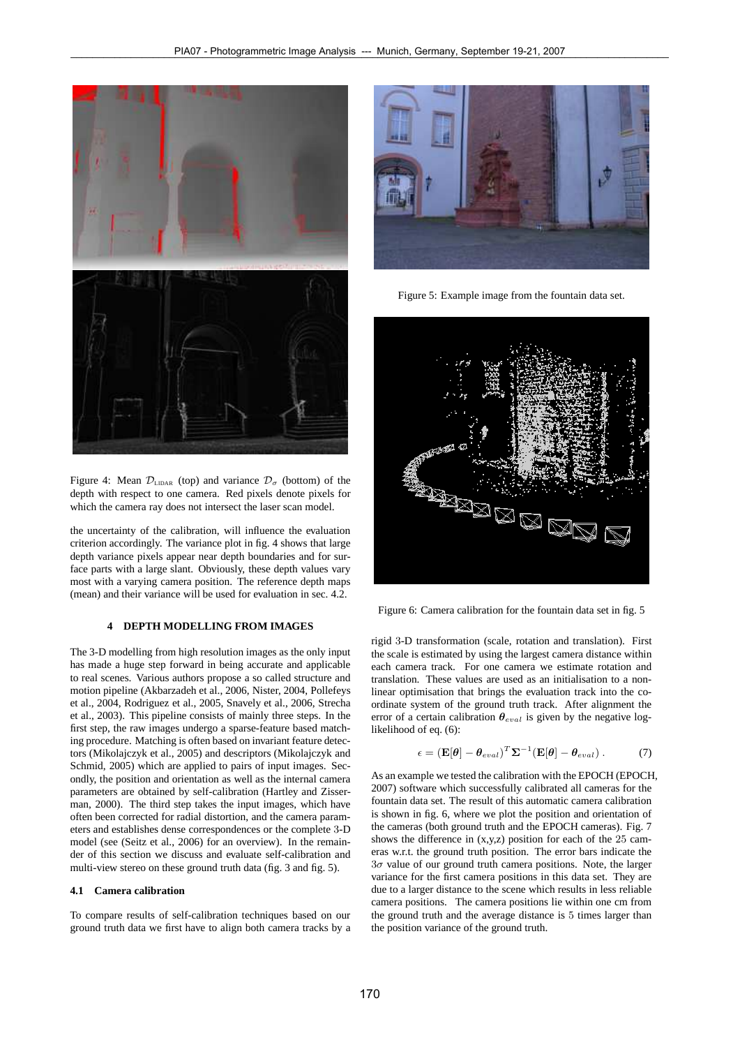Figure 4: Mean $\mathcal{D}_{\text{LIDAR}}$ (top) and variance $\mathcal{D}_{\sigma}$ (bottom) of the depth with respect to one camera. Red pixels denote pixels for which the camera ray does not intersect the laser scan model.

the uncertainty of the calibration, will influence the evaluation criterion accordingly. The variance plot in fig. 4 shows that large depth variance pixels appear near depth boundaries and for surface parts with a large slant. Obviously, these depth values vary most with a varying camera position. The reference depth maps (mean) and their variance will be used for evaluation in sec. 4.2.

## 4 DEPTH MODELLING FROM IMAGES

The 3-D modelling from high resolution images as the only input has made a huge step forward in being accurate and applicable to real scenes. Various authors propose a so called structure and motion pipeline (Akbarzadeh et al., 2006, Nister, 2004, Pollefeys et al., 2004, Rodriguez et al., 2005, Snavely et al., 2006, Strecha et al., 2003). This pipeline consists of mainly three steps. In the first step, the raw images undergo a sparse-feature based matching procedure. Matching is often based on invariant feature detectors (Mikolajczyk et al., 2005) and descriptors (Mikolajczyk and Schmid, 2005) which are applied to pairs of input images. Secondly, the position and orientation as well as the internal camera parameters are obtained by self-calibration (Hartley and Zisserman, 2000). The third step takes the input images, which have often been corrected for radial distortion, and the camera parameters and establishes dense correspondences or the complete 3-D model (see (Seitz et al., 2006) for an overview). In the remainder of this section we discuss and evaluate self-calibration and multi-view stereo on these ground truth data (fig. 3 and fig. 5).

### 4.1 Camera calibration

To compare results of self-calibration techniques based on our ground truth data we first have to align both camera tracks by a rigid 3-D transformation (scale, rotation and translation). First the scale is estimated by using the largest camera distance within each camera track. For one camera we estimate rotation and translation. These values are used as an initialisation to a non-linear optimisation that brings the evaluation track into the coordinate system of the ground truth track. After alignment the error of a certain calibration $\boldsymbol{\theta}_{eval}$ is given by the negative log-likelihood of eq. (6):

$$\epsilon = (\mathbf{E}[\boldsymbol{\theta}] - \boldsymbol{\theta}_{eval})^T \boldsymbol{\Sigma}^{-1} (\mathbf{E}[\boldsymbol{\theta}] - \boldsymbol{\theta}_{eval}) \,. \tag{7}$$

As an example we tested the calibration with the EPOCH (EPOCH, 2007) software which successfully calibrated all cameras for the fountain data set. The result of this automatic camera calibration is shown in fig. 6, where we plot the position and orientation of the cameras (both ground truth and the EPOCH cameras). Fig. 7 shows the difference in (x,y,z) position for each of the 25 cameras w.r.t. the ground truth position. The error bars indicate the $3\sigma$ value of our ground truth camera positions. Note, the larger variance for the first camera positions in this data set. They are due to a larger distance to the scene which results in less reliable camera positions. The camera positions lie within one cm from the ground truth and the average distance is 5 times larger than the position variance of the ground truth.

Figure 5: Example image from the fountain data set.

Figure 6: Camera calibration for the fountain data set in fig. 5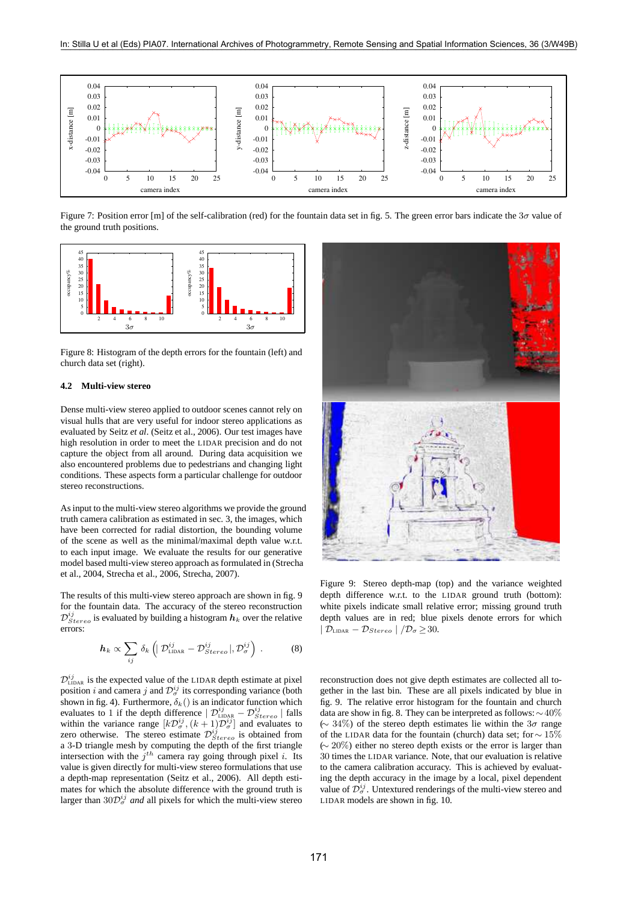Figure 7: Position error [m] of the self-calibration (red) for the fountain data set in fig. 5. The green error bars indicate the $3\sigma$ value of the ground truth positions.

Figure 8: Histogram of the depth errors for the fountain (left) and church data set (right).

### 4.2 Multi-view stereo

Dense multi-view stereo applied to outdoor scenes cannot rely on visual hulls that are very useful for indoor stereo applications as evaluated by Seitz *et al*. (Seitz et al., 2006). Our test images have high resolution in order to meet the LIDAR precision and do not capture the object from all around. During data acquisition we also encountered problems due to pedestrians and changing light conditions. These aspects form a particular challenge for outdoor stereo reconstructions.

As input to the multi-view stereo algorithms we provide the ground truth camera calibration as estimated in sec. 3, the images, which have been corrected for radial distortion, the bounding volume of the scene as well as the minimal/maximal depth value w.r.t. to each input image. We evaluate the results for our generative model based multi-view stereo approach as formulated in (Strecha et al., 2004, Strecha et al., 2006, Strecha, 2007).

The results of this multi-view stereo approach are shown in fig. 9 for the fountain data. The accuracy of the stereo reconstruction $\mathcal{D}^{ij}_{Stereo}$ is evaluated by building a histogram $\boldsymbol{h}_k$ over the relative errors:

$$\boldsymbol{h}_k \propto \sum_{ij} \delta_k \left( \mid \mathcal{D}^{ij}_{\text{LIDAR}} - \mathcal{D}^{ij}_{Stereo} \mid, \mathcal{D}^{ij}_{\sigma} \right) \ . \qquad (8)$$

$\mathcal{D}^{ij}_{\text{LIDAR}}$ is the expected value of the LIDAR depth estimate at pixel position $i$ and camera $j$ and $\mathcal{D}^{ij}_{\sigma}$ its corresponding variance (both shown in fig. 4). Furthermore, $\delta_k()$ is an indicator function which evaluates to 1 if the depth difference $\mid \mathcal{D}^{ij}_{\text{LIDAR}} - \mathcal{D}^{ij}_{Stereo} \mid$ falls within the variance range $[k\mathcal{D}^{ij}_{\sigma}, (k+1)\mathcal{D}^{ij}_{\sigma}]$ and evaluates to zero otherwise. The stereo estimate $\mathcal{D}^{ij}_{Stereo}$ is obtained from a 3-D triangle mesh by computing the depth of the first triangle intersection with the $j^{th}$ camera ray going through pixel $i$. Its value is given directly for multi-view stereo formulations that use a depth-map representation (Seitz et al., 2006). All depth estimates for which the absolute difference with the ground truth is larger than $30\mathcal{D}^{ij}_{\sigma}$ *and* all pixels for which the multi-view stereo reconstruction does not give depth estimates are collected all together in the last bin. These are all pixels indicated by blue in fig. 9. The relative error histogram for the fountain and church data are show in fig. 8. They can be interpreted as follows: $\sim 40\%$ ($\sim 34\%$) of the stereo depth estimates lie within the $3\sigma$ range of the LIDAR data for the fountain (church) data set; for $\sim 15\%$ ($\sim 20\%$) either no stereo depth exists or the error is larger than 30 times the LIDAR variance. Note, that our evaluation is relative to the camera calibration accuracy. This is achieved by evaluating the depth accuracy in the image by a local, pixel dependent value of $\mathcal{D}^{ij}_{\sigma}$. Untextured renderings of the multi-view stereo and LIDAR models are shown in fig. 10.

Figure 9: Stereo depth-map (top) and the variance weighted depth difference w.r.t. to the LIDAR ground truth (bottom): white pixels indicate small relative error; missing ground truth depth values are in red; blue pixels denote errors for which $\mid \mathcal{D}_{\text{LIDAR}} - \mathcal{D}_{Stereo} \mid / \mathcal{D}_{\sigma} \geq 30$.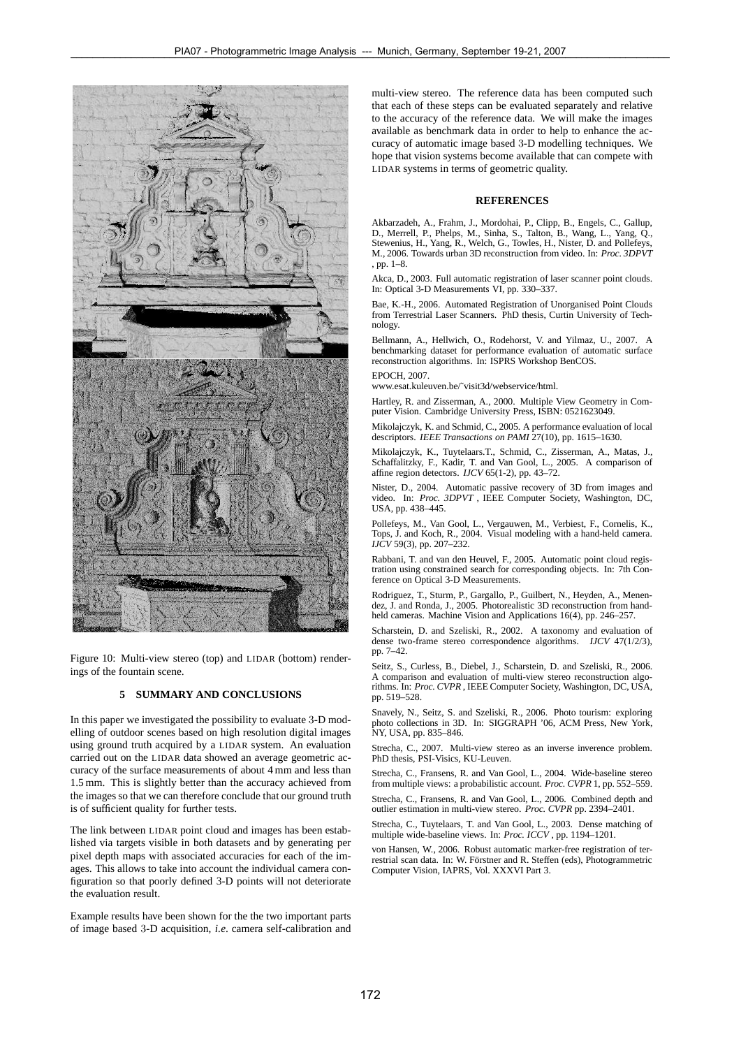Figure 10: Multi-view stereo (top) and LIDAR (bottom) renderings of the fountain scene.

## 5 SUMMARY AND CONCLUSIONS

In this paper we investigated the possibility to evaluate 3-D modelling of outdoor scenes based on high resolution digital images using ground truth acquired by a LIDAR system. An evaluation carried out on the LIDAR data showed an average geometric accuracy of the surface measurements of about 4 mm and less than 1.5 mm. This is slightly better than the accuracy achieved from the images so that we can therefore conclude that our ground truth is of sufficient quality for further tests.

The link between LIDAR point cloud and images has been established via targets visible in both datasets and by generating per pixel depth maps with associated accuracies for each of the images. This allows to take into account the individual camera configuration so that poorly defined 3-D points will not deteriorate the evaluation result.

Example results have been shown for the the two important parts of image based 3-D acquisition, *i.e.* camera self-calibration and multi-view stereo. The reference data has been computed such that each of these steps can be evaluated separately and relative to the accuracy of the reference data. We will make the images available as benchmark data in order to help to enhance the accuracy of automatic image based 3-D modelling techniques. We hope that vision systems become available that can compete with LIDAR systems in terms of geometric quality.

## REFERENCES

Akbarzadeh, A., Frahm, J., Mordohai, P., Clipp, B., Engels, C., Gallup, D., Merrell, P., Phelps, M., Sinha, S., Talton, B., Wang, L., Yang, Q., Stewenius, H., Yang, R., Welch, G., Towles, H., Nister, D. and Pollefeys, M., 2006. Towards urban 3D reconstruction from video. In: *Proc. 3DPVT* , pp. 1–8.

Akca, D., 2003. Full automatic registration of laser scanner point clouds. In: Optical 3-D Measurements VI, pp. 330–337.

Bae, K.-H., 2006. Automated Registration of Unorganised Point Clouds from Terrestrial Laser Scanners. PhD thesis, Curtin University of Technology.

Bellmann, A., Hellwich, O., Rodehorst, V. and Yilmaz, U., 2007. A benchmarking dataset for performance evaluation of automatic surface reconstruction algorithms. In: ISPRS Workshop BenCOS.

EPOCH, 2007. www.esat.kuleuven.be/˜visit3d/webservice/html.

Hartley, R. and Zisserman, A., 2000. Multiple View Geometry in Computer Vision. Cambridge University Press, ISBN: 0521623049.

Mikolajczyk, K. and Schmid, C., 2005. A performance evaluation of local descriptors. *IEEE Transactions on PAMI* 27(10), pp. 1615–1630.

Mikolajczyk, K., Tuytelaars.T., Schmid, C., Zisserman, A., Matas, J., Schaffalitzky, F., Kadir, T. and Van Gool, L., 2005. A comparison of affine region detectors. *IJCV* 65(1-2), pp. 43–72.

Nister, D., 2004. Automatic passive recovery of 3D from images and video. In: *Proc. 3DPVT* , IEEE Computer Society, Washington, DC, USA, pp. 438–445.

Pollefeys, M., Van Gool, L., Vergauwen, M., Verbiest, F., Cornelis, K., Tops, J. and Koch, R., 2004. Visual modeling with a hand-held camera. *IJCV* 59(3), pp. 207–232.

Rabbani, T. and van den Heuvel, F., 2005. Automatic point cloud registration using constrained search for corresponding objects. In: 7th Conference on Optical 3-D Measurements.

Rodriguez, T., Sturm, P., Gargallo, P., Guilbert, N., Heyden, A., Menendez, J. and Ronda, J., 2005. Photorealistic 3D reconstruction from handheld cameras. Machine Vision and Applications 16(4), pp. 246–257.

Scharstein, D. and Szeliski, R., 2002. A taxonomy and evaluation of dense two-frame stereo correspondence algorithms. *IJCV* 47(1/2/3), pp. 7–42.

Seitz, S., Curless, B., Diebel, J., Scharstein, D. and Szeliski, R., 2006. A comparison and evaluation of multi-view stereo reconstruction algorithms. In: *Proc. CVPR* , IEEE Computer Society, Washington, DC, USA, pp. 519–528.

Snavely, N., Seitz, S. and Szeliski, R., 2006. Photo tourism: exploring photo collections in 3D. In: SIGGRAPH '06, ACM Press, New York, NY, USA, pp. 835–846.

Strecha, C., 2007. Multi-view stereo as an inverse inverence problem. PhD thesis, PSI-Visics, KU-Leuven.

Strecha, C., Fransens, R. and Van Gool, L., 2004. Wide-baseline stereo from multiple views: a probabilistic account. *Proc. CVPR* 1, pp. 552–559.

Strecha, C., Fransens, R. and Van Gool, L., 2006. Combined depth and outlier estimation in multi-view stereo. *Proc. CVPR* pp. 2394–2401.

Strecha, C., Tuytelaars, T. and Van Gool, L., 2003. Dense matching of multiple wide-baseline views. In: *Proc. ICCV* , pp. 1194–1201.

von Hansen, W., 2006. Robust automatic marker-free registration of terrestrial scan data. In: W. Förstner and R. Steffen (eds), Photogrammetric Computer Vision, IAPRS, Vol. XXXVI Part 3.